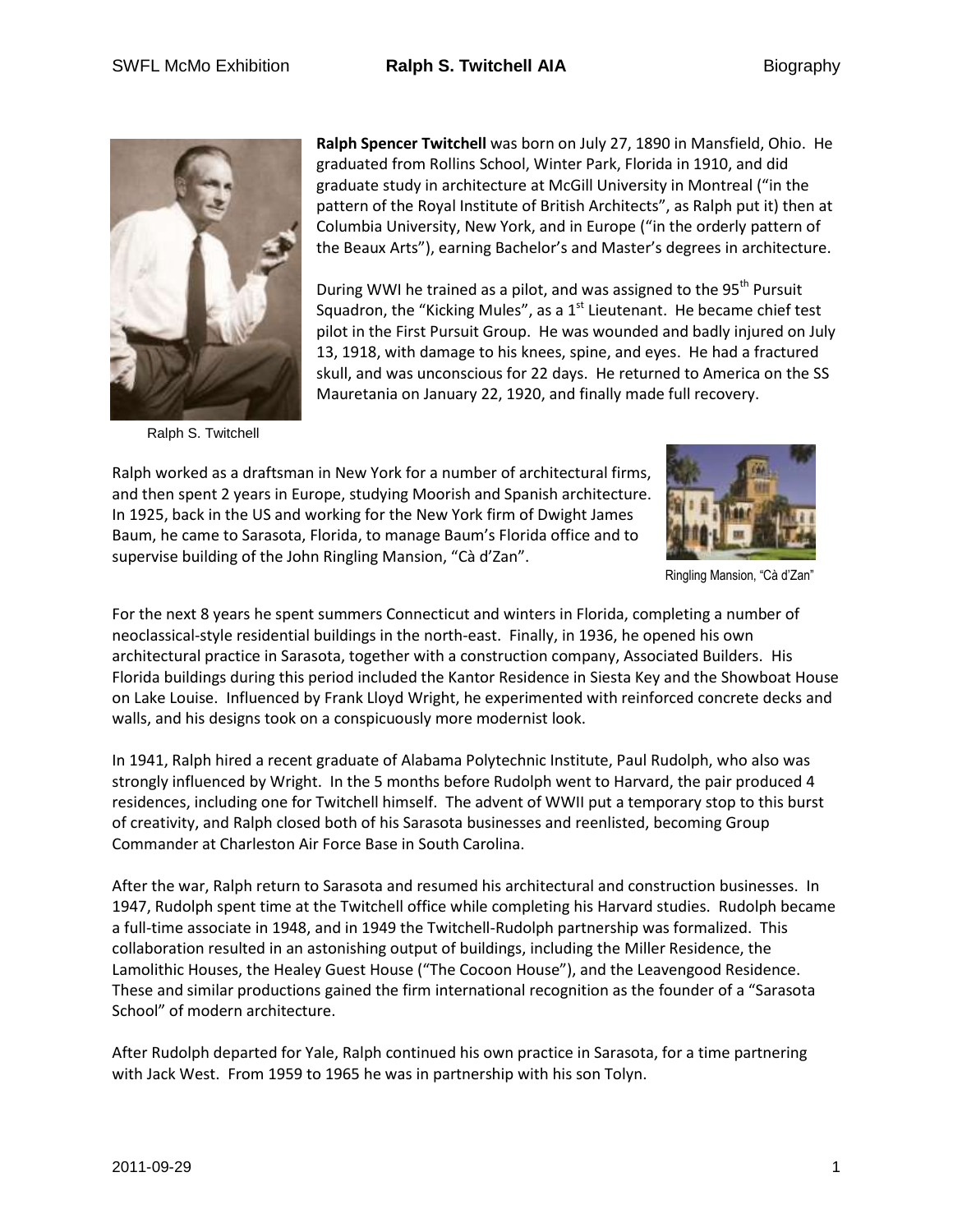Ralph S. Twitchell

**Ralph Spencer Twitchell** was born on July 27, 1890 in Mansfield, Ohio. He graduated from Rollins School, Winter Park, Florida in 1910, and did graduate study in architecture at McGill University in Montreal ("in the pattern of the Royal Institute of British Architects", as Ralph put it) then at Columbia University, New York, and in Europe ("in the orderly pattern of the Beaux Arts"), earning Bachelor's and Master's degrees in architecture.

During WWI he trained as a pilot, and was assigned to the 95th Pursuit Squadron, the "Kicking Mules", as a 1st Lieutenant. He became chief test pilot in the First Pursuit Group. He was wounded and badly injured on July 13, 1918, with damage to his knees, spine, and eyes. He had a fractured skull, and was unconscious for 22 days. He returned to America on the SS Mauretania on January 22, 1920, and finally made full recovery.

Ralph worked as a draftsman in New York for a number of architectural firms, and then spent 2 years in Europe, studying Moorish and Spanish architecture. In 1925, back in the US and working for the New York firm of Dwight James Baum, he came to Sarasota, Florida, to manage Baum's Florida office and to supervise building of the John Ringling Mansion, "Cà d'Zan".

Ringling Mansion, "Cà d'Zan"

For the next 8 years he spent summers Connecticut and winters in Florida, completing a number of neoclassical-style residential buildings in the north-east. Finally, in 1936, he opened his own architectural practice in Sarasota, together with a construction company, Associated Builders. His Florida buildings during this period included the Kantor Residence in Siesta Key and the Showboat House on Lake Louise. Influenced by Frank Lloyd Wright, he experimented with reinforced concrete decks and walls, and his designs took on a conspicuously more modernist look.

In 1941, Ralph hired a recent graduate of Alabama Polytechnic Institute, Paul Rudolph, who also was strongly influenced by Wright. In the 5 months before Rudolph went to Harvard, the pair produced 4 residences, including one for Twitchell himself. The advent of WWII put a temporary stop to this burst of creativity, and Ralph closed both of his Sarasota businesses and reenlisted, becoming Group Commander at Charleston Air Force Base in South Carolina.

After the war, Ralph return to Sarasota and resumed his architectural and construction businesses. In 1947, Rudolph spent time at the Twitchell office while completing his Harvard studies. Rudolph became a full-time associate in 1948, and in 1949 the Twitchell-Rudolph partnership was formalized. This collaboration resulted in an astonishing output of buildings, including the Miller Residence, the Lamolithic Houses, the Healey Guest House ("The Cocoon House"), and the Leavengood Residence. These and similar productions gained the firm international recognition as the founder of a "Sarasota School" of modern architecture.

After Rudolph departed for Yale, Ralph continued his own practice in Sarasota, for a time partnering with Jack West. From 1959 to 1965 he was in partnership with his son Tolyn.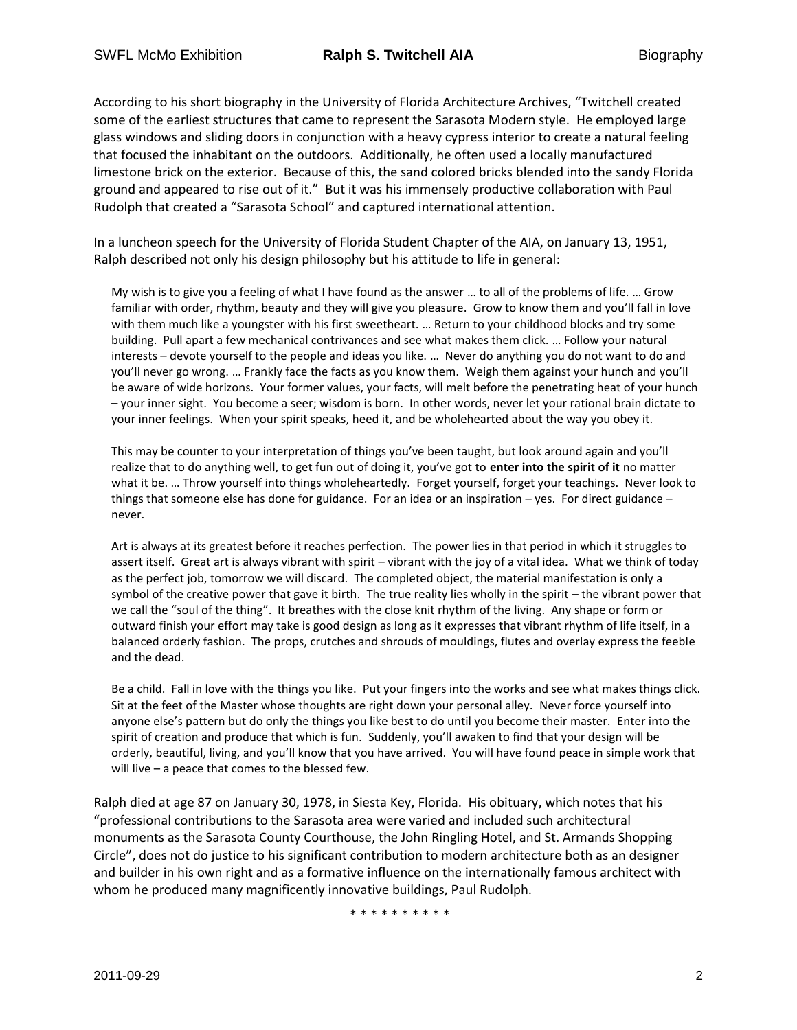According to his short biography in the University of Florida Architecture Archives, "Twitchell created some of the earliest structures that came to represent the Sarasota Modern style. He employed large glass windows and sliding doors in conjunction with a heavy cypress interior to create a natural feeling that focused the inhabitant on the outdoors. Additionally, he often used a locally manufactured limestone brick on the exterior. Because of this, the sand colored bricks blended into the sandy Florida ground and appeared to rise out of it." But it was his immensely productive collaboration with Paul Rudolph that created a "Sarasota School" and captured international attention.

In a luncheon speech for the University of Florida Student Chapter of the AIA, on January 13, 1951, Ralph described not only his design philosophy but his attitude to life in general:

> My wish is to give you a feeling of what I have found as the answer … to all of the problems of life. … Grow familiar with order, rhythm, beauty and they will give you pleasure. Grow to know them and you'll fall in love with them much like a youngster with his first sweetheart. … Return to your childhood blocks and try some building. Pull apart a few mechanical contrivances and see what makes them click. … Follow your natural interests – devote yourself to the people and ideas you like. … Never do anything you do not want to do and you'll never go wrong. … Frankly face the facts as you know them. Weigh them against your hunch and you'll be aware of wide horizons. Your former values, your facts, will melt before the penetrating heat of your hunch – your inner sight. You become a seer; wisdom is born. In other words, never let your rational brain dictate to your inner feelings. When your spirit speaks, heed it, and be wholehearted about the way you obey it.
>
> This may be counter to your interpretation of things you've been taught, but look around again and you'll realize that to do anything well, to get fun out of doing it, you've got to **enter into the spirit of it** no matter what it be. … Throw yourself into things wholeheartedly. Forget yourself, forget your teachings. Never look to things that someone else has done for guidance. For an idea or an inspiration – yes. For direct guidance – never.
>
> Art is always at its greatest before it reaches perfection. The power lies in that period in which it struggles to assert itself. Great art is always vibrant with spirit – vibrant with the joy of a vital idea. What we think of today as the perfect job, tomorrow we will discard. The completed object, the material manifestation is only a symbol of the creative power that gave it birth. The true reality lies wholly in the spirit – the vibrant power that we call the "soul of the thing". It breathes with the close knit rhythm of the living. Any shape or form or outward finish your effort may take is good design as long as it expresses that vibrant rhythm of life itself, in a balanced orderly fashion. The props, crutches and shrouds of mouldings, flutes and overlay express the feeble and the dead.
>
> Be a child. Fall in love with the things you like. Put your fingers into the works and see what makes things click. Sit at the feet of the Master whose thoughts are right down your personal alley. Never force yourself into anyone else's pattern but do only the things you like best to do until you become their master. Enter into the spirit of creation and produce that which is fun. Suddenly, you'll awaken to find that your design will be orderly, beautiful, living, and you'll know that you have arrived. You will have found peace in simple work that will live – a peace that comes to the blessed few.

Ralph died at age 87 on January 30, 1978, in Siesta Key, Florida. His obituary, which notes that his "professional contributions to the Sarasota area were varied and included such architectural monuments as the Sarasota County Courthouse, the John Ringling Hotel, and St. Armands Shopping Circle", does not do justice to his significant contribution to modern architecture both as an designer and builder in his own right and as a formative influence on the internationally famous architect with whom he produced many magnificently innovative buildings, Paul Rudolph.

\* \* \* \* \* \* \* \* \* \*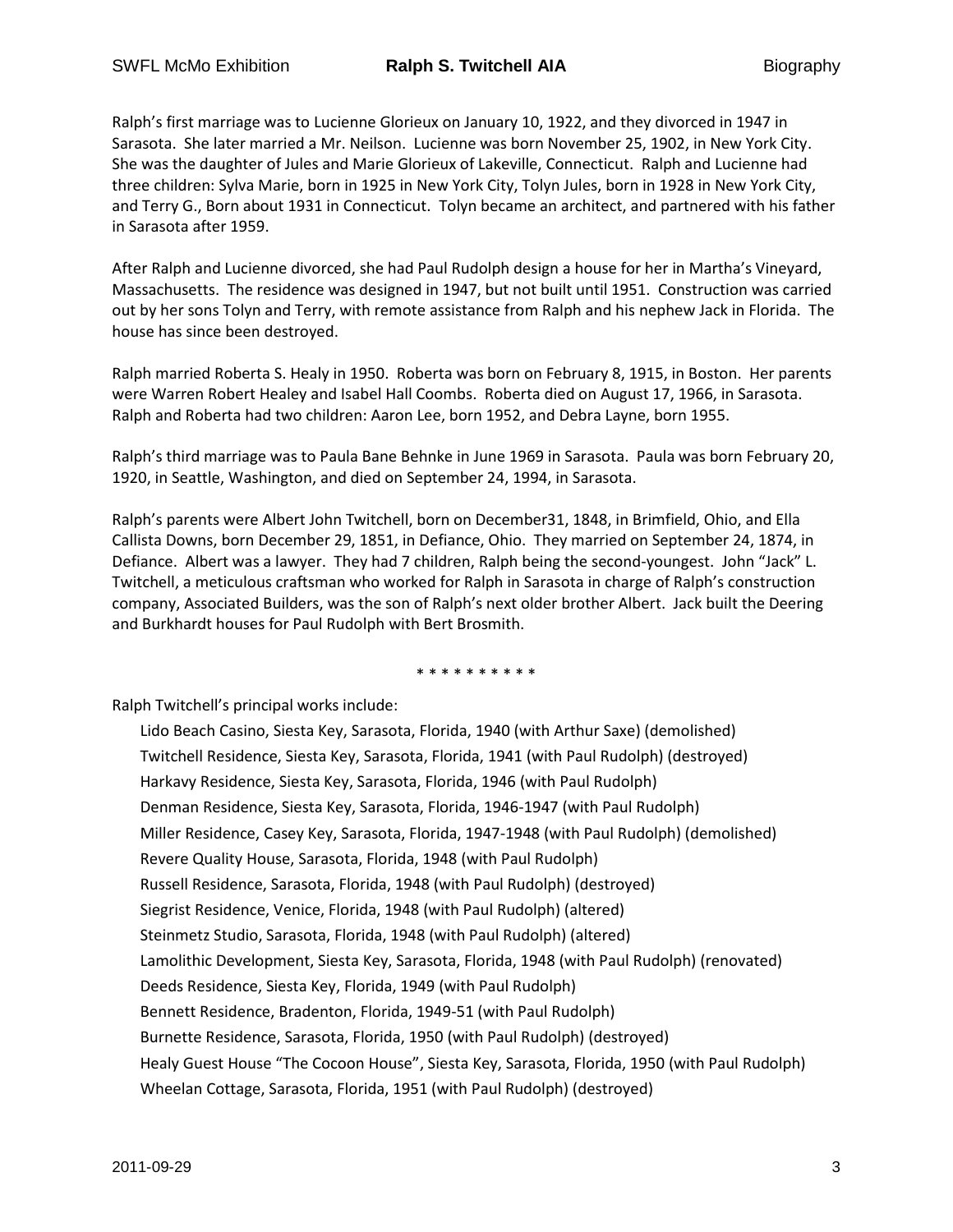Ralph's first marriage was to Lucienne Glorieux on January 10, 1922, and they divorced in 1947 in Sarasota. She later married a Mr. Neilson. Lucienne was born November 25, 1902, in New York City. She was the daughter of Jules and Marie Glorieux of Lakeville, Connecticut. Ralph and Lucienne had three children: Sylva Marie, born in 1925 in New York City, Tolyn Jules, born in 1928 in New York City, and Terry G., Born about 1931 in Connecticut. Tolyn became an architect, and partnered with his father in Sarasota after 1959.

After Ralph and Lucienne divorced, she had Paul Rudolph design a house for her in Martha's Vineyard, Massachusetts. The residence was designed in 1947, but not built until 1951. Construction was carried out by her sons Tolyn and Terry, with remote assistance from Ralph and his nephew Jack in Florida. The house has since been destroyed.

Ralph married Roberta S. Healy in 1950. Roberta was born on February 8, 1915, in Boston. Her parents were Warren Robert Healey and Isabel Hall Coombs. Roberta died on August 17, 1966, in Sarasota. Ralph and Roberta had two children: Aaron Lee, born 1952, and Debra Layne, born 1955.

Ralph's third marriage was to Paula Bane Behnke in June 1969 in Sarasota. Paula was born February 20, 1920, in Seattle, Washington, and died on September 24, 1994, in Sarasota.

Ralph's parents were Albert John Twitchell, born on December31, 1848, in Brimfield, Ohio, and Ella Callista Downs, born December 29, 1851, in Defiance, Ohio. They married on September 24, 1874, in Defiance. Albert was a lawyer. They had 7 children, Ralph being the second-youngest. John "Jack" L. Twitchell, a meticulous craftsman who worked for Ralph in Sarasota in charge of Ralph's construction company, Associated Builders, was the son of Ralph's next older brother Albert. Jack built the Deering and Burkhardt houses for Paul Rudolph with Bert Brosmith.

\* \* \* \* \* \* \* \* \* \*

Ralph Twitchell's principal works include:

- Lido Beach Casino, Siesta Key, Sarasota, Florida, 1940 (with Arthur Saxe) (demolished)
- Twitchell Residence, Siesta Key, Sarasota, Florida, 1941 (with Paul Rudolph) (destroyed)
- Harkavy Residence, Siesta Key, Sarasota, Florida, 1946 (with Paul Rudolph)
- Denman Residence, Siesta Key, Sarasota, Florida, 1946-1947 (with Paul Rudolph)
- Miller Residence, Casey Key, Sarasota, Florida, 1947-1948 (with Paul Rudolph) (demolished)
- Revere Quality House, Sarasota, Florida, 1948 (with Paul Rudolph)
- Russell Residence, Sarasota, Florida, 1948 (with Paul Rudolph) (destroyed)
- Siegrist Residence, Venice, Florida, 1948 (with Paul Rudolph) (altered)
- Steinmetz Studio, Sarasota, Florida, 1948 (with Paul Rudolph) (altered)
- Lamolithic Development, Siesta Key, Sarasota, Florida, 1948 (with Paul Rudolph) (renovated)
- Deeds Residence, Siesta Key, Florida, 1949 (with Paul Rudolph)
- Bennett Residence, Bradenton, Florida, 1949-51 (with Paul Rudolph)
- Burnette Residence, Sarasota, Florida, 1950 (with Paul Rudolph) (destroyed)
- Healy Guest House "The Cocoon House", Siesta Key, Sarasota, Florida, 1950 (with Paul Rudolph)
- Wheelan Cottage, Sarasota, Florida, 1951 (with Paul Rudolph) (destroyed)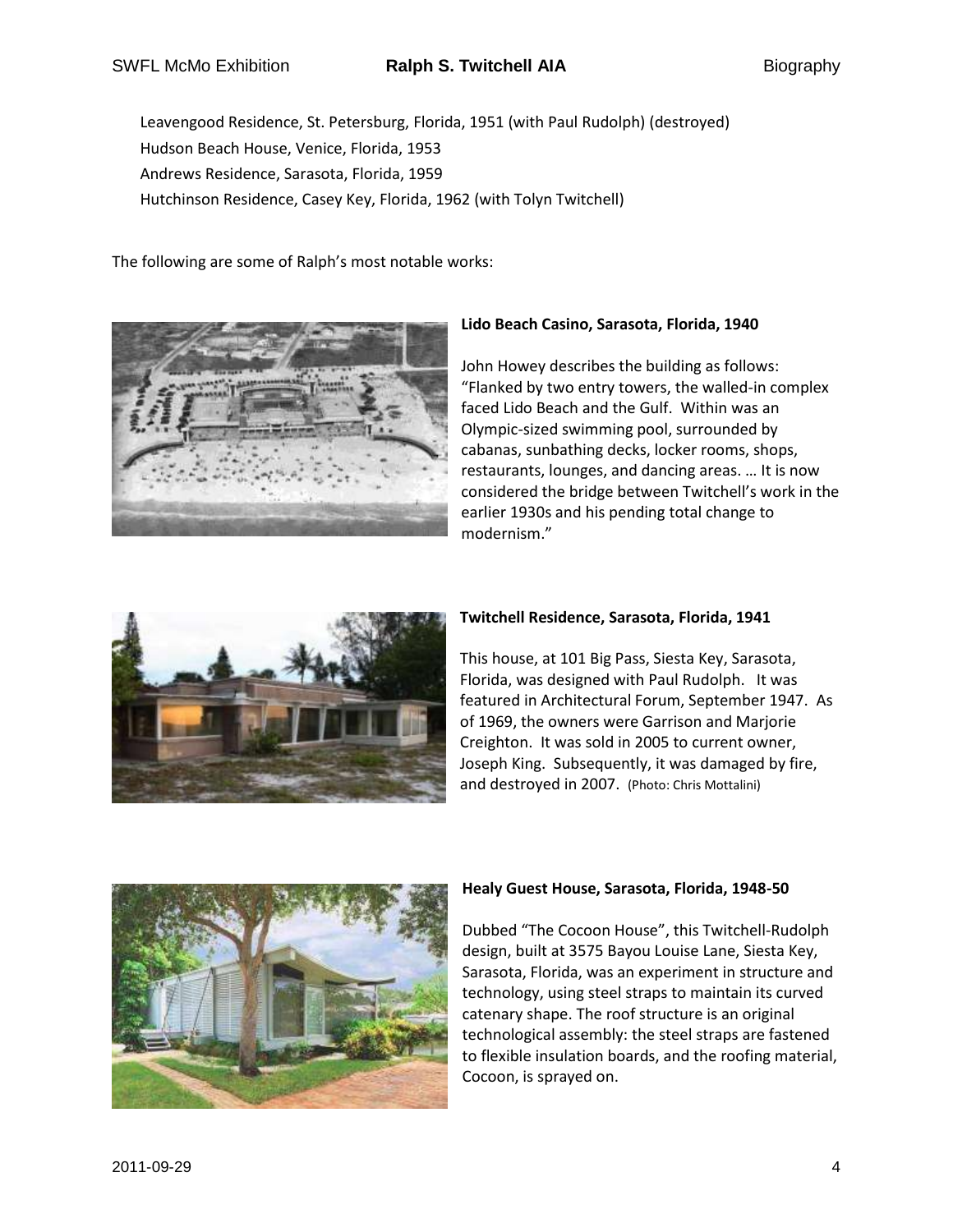Leavengood Residence, St. Petersburg, Florida, 1951 (with Paul Rudolph) (destroyed)
Hudson Beach House, Venice, Florida, 1953
Andrews Residence, Sarasota, Florida, 1959
Hutchinson Residence, Casey Key, Florida, 1962 (with Tolyn Twitchell)

The following are some of Ralph's most notable works:

**Lido Beach Casino, Sarasota, Florida, 1940**

John Howey describes the building as follows: "Flanked by two entry towers, the walled-in complex faced Lido Beach and the Gulf. Within was an Olympic-sized swimming pool, surrounded by cabanas, sunbathing decks, locker rooms, shops, restaurants, lounges, and dancing areas. … It is now considered the bridge between Twitchell's work in the earlier 1930s and his pending total change to modernism."

**Twitchell Residence, Sarasota, Florida, 1941**

This house, at 101 Big Pass, Siesta Key, Sarasota, Florida, was designed with Paul Rudolph. It was featured in Architectural Forum, September 1947. As of 1969, the owners were Garrison and Marjorie Creighton. It was sold in 2005 to current owner, Joseph King. Subsequently, it was damaged by fire, and destroyed in 2007. (Photo: Chris Mottalini)

**Healy Guest House, Sarasota, Florida, 1948-50**

Dubbed "The Cocoon House", this Twitchell-Rudolph design, built at 3575 Bayou Louise Lane, Siesta Key, Sarasota, Florida, was an experiment in structure and technology, using steel straps to maintain its curved catenary shape. The roof structure is an original technological assembly: the steel straps are fastened to flexible insulation boards, and the roofing material, Cocoon, is sprayed on.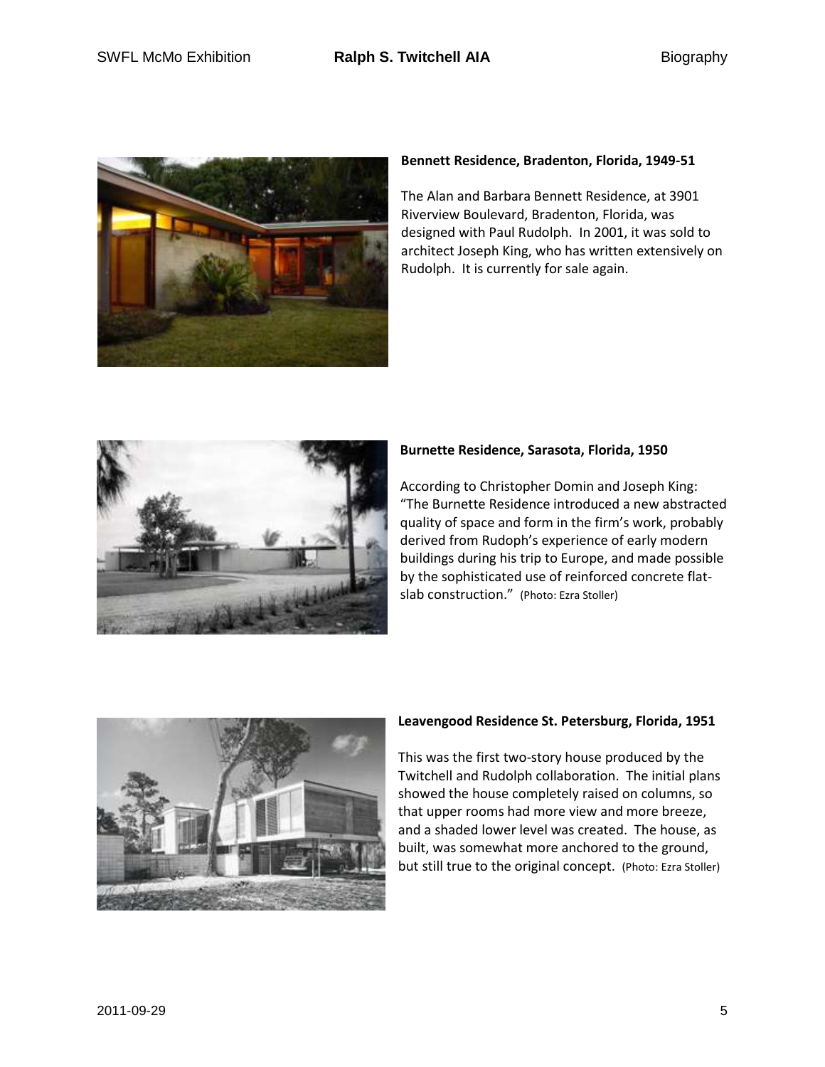**Bennett Residence, Bradenton, Florida, 1949-51**

The Alan and Barbara Bennett Residence, at 3901 Riverview Boulevard, Bradenton, Florida, was designed with Paul Rudolph. In 2001, it was sold to architect Joseph King, who has written extensively on Rudolph. It is currently for sale again.

**Burnette Residence, Sarasota, Florida, 1950**

According to Christopher Domin and Joseph King: "The Burnette Residence introduced a new abstracted quality of space and form in the firm's work, probably derived from Rudoph's experience of early modern buildings during his trip to Europe, and made possible by the sophisticated use of reinforced concrete flat-slab construction." (Photo: Ezra Stoller)

**Leavengood Residence St. Petersburg, Florida, 1951**

This was the first two-story house produced by the Twitchell and Rudolph collaboration. The initial plans showed the house completely raised on columns, so that upper rooms had more view and more breeze, and a shaded lower level was created. The house, as built, was somewhat more anchored to the ground, but still true to the original concept. (Photo: Ezra Stoller)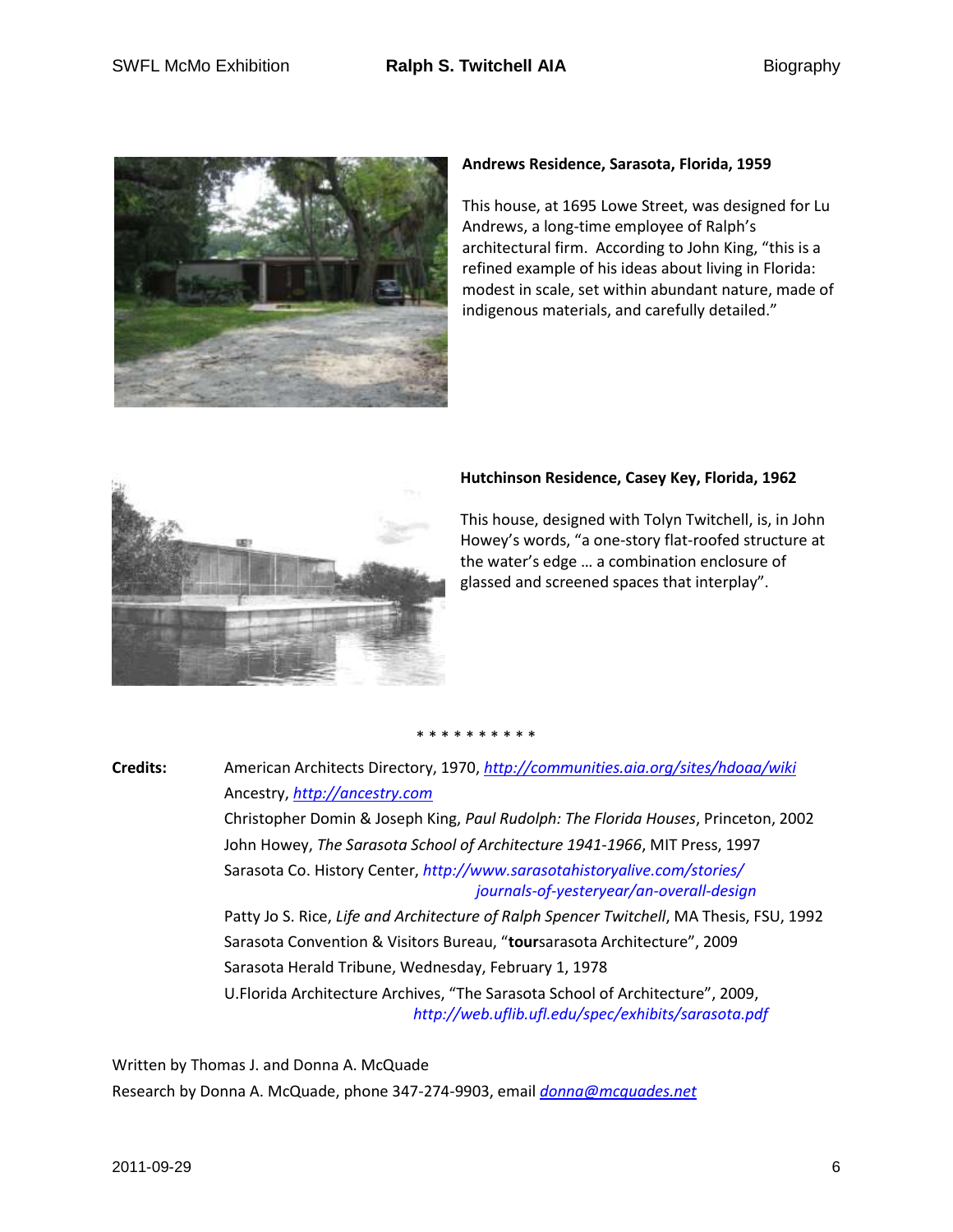**Andrews Residence, Sarasota, Florida, 1959**

This house, at 1695 Lowe Street, was designed for Lu Andrews, a long-time employee of Ralph's architectural firm. According to John King, "this is a refined example of his ideas about living in Florida: modest in scale, set within abundant nature, made of indigenous materials, and carefully detailed."

**Hutchinson Residence, Casey Key, Florida, 1962**

This house, designed with Tolyn Twitchell, is, in John Howey's words, "a one-story flat-roofed structure at the water's edge … a combination enclosure of glassed and screened spaces that interplay".

\* \* \* \* \* \* \* \* \* \*

**Credits:**

American Architects Directory, 1970, [http://communities.aia.org/sites/hdoaa/wiki](http://communities.aia.org/sites/hdoaa/wiki)
Ancestry, [http://ancestry.com](http://ancestry.com)
Christopher Domin & Joseph King, *Paul Rudolph: The Florida Houses*, Princeton, 2002
John Howey, *The Sarasota School of Architecture 1941-1966*, MIT Press, 1997
Sarasota Co. History Center, *http://www.sarasotahistoryalive.com/stories/journals-of-yesteryear/an-overall-design*
Patty Jo S. Rice, *Life and Architecture of Ralph Spencer Twitchell*, MA Thesis, FSU, 1992
Sarasota Convention & Visitors Bureau, "**tour**sarasota Architecture", 2009
Sarasota Herald Tribune, Wednesday, February 1, 1978
U.Florida Architecture Archives, "The Sarasota School of Architecture", 2009, *http://web.uflib.ufl.edu/spec/exhibits/sarasota.pdf*

Written by Thomas J. and Donna A. McQuade
Research by Donna A. McQuade, phone 347-274-9903, email [donna@mcquades.net](mailto:donna@mcquades.net)

2011-09-29